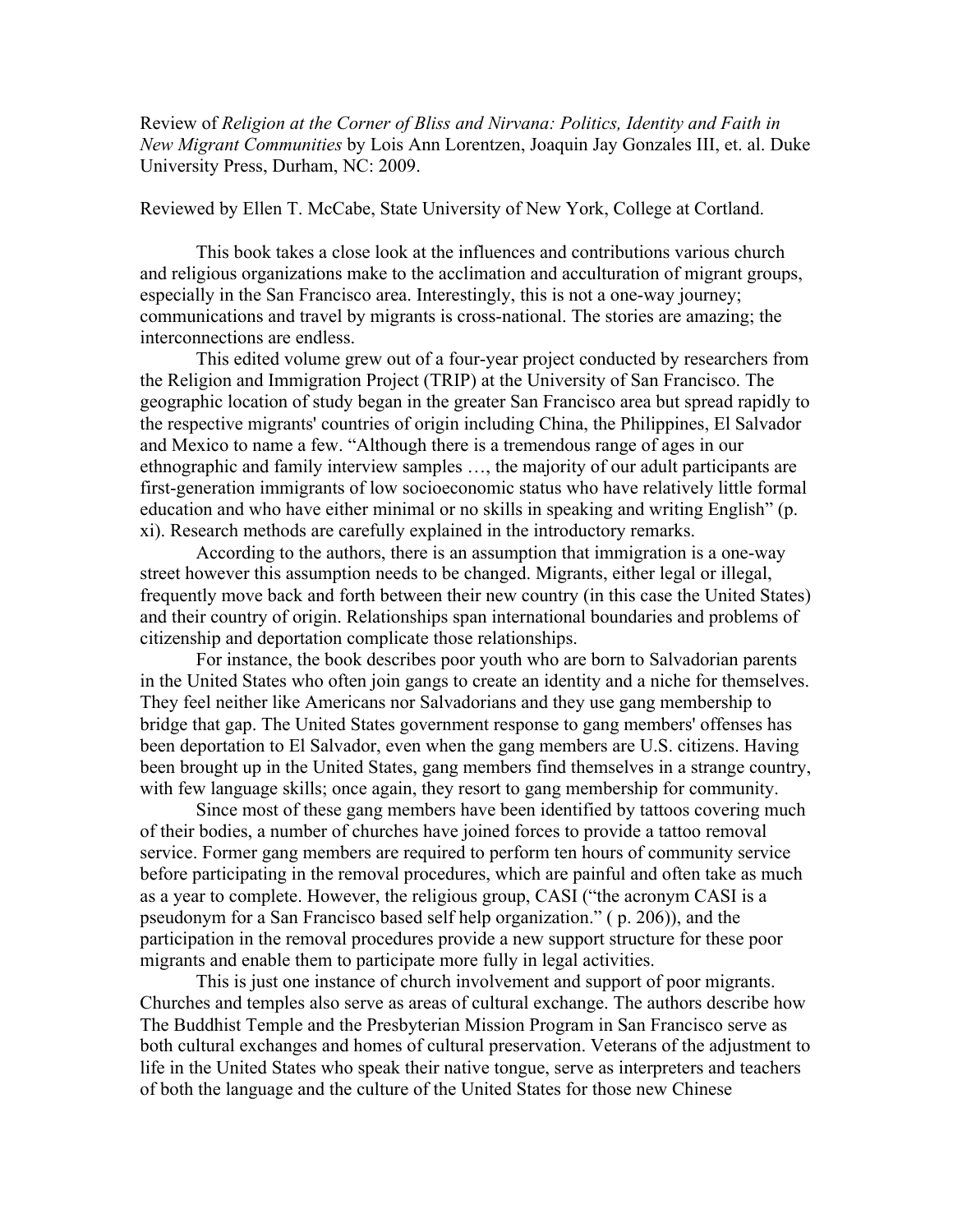Review of *Religion at the Corner of Bliss and Nirvana: Politics, Identity and Faith in New Migrant Communities* by Lois Ann Lorentzen, Joaquin Jay Gonzales III, et. al. Duke University Press, Durham, NC: 2009.

Reviewed by Ellen T. McCabe, State University of New York, College at Cortland.

This book takes a close look at the influences and contributions various church and religious organizations make to the acclimation and acculturation of migrant groups, especially in the San Francisco area. Interestingly, this is not a one-way journey; communications and travel by migrants is cross-national. The stories are amazing; the interconnections are endless.

This edited volume grew out of a four-year project conducted by researchers from the Religion and Immigration Project (TRIP) at the University of San Francisco. The geographic location of study began in the greater San Francisco area but spread rapidly to the respective migrants' countries of origin including China, the Philippines, El Salvador and Mexico to name a few. "Although there is a tremendous range of ages in our ethnographic and family interview samples …, the majority of our adult participants are first-generation immigrants of low socioeconomic status who have relatively little formal education and who have either minimal or no skills in speaking and writing English" (p. xi). Research methods are carefully explained in the introductory remarks.

According to the authors, there is an assumption that immigration is a one-way street however this assumption needs to be changed. Migrants, either legal or illegal, frequently move back and forth between their new country (in this case the United States) and their country of origin. Relationships span international boundaries and problems of citizenship and deportation complicate those relationships.

For instance, the book describes poor youth who are born to Salvadorian parents in the United States who often join gangs to create an identity and a niche for themselves. They feel neither like Americans nor Salvadorians and they use gang membership to bridge that gap. The United States government response to gang members' offenses has been deportation to El Salvador, even when the gang members are U.S. citizens. Having been brought up in the United States, gang members find themselves in a strange country, with few language skills; once again, they resort to gang membership for community.

Since most of these gang members have been identified by tattoos covering much of their bodies, a number of churches have joined forces to provide a tattoo removal service. Former gang members are required to perform ten hours of community service before participating in the removal procedures, which are painful and often take as much as a year to complete. However, the religious group, CASI ("the acronym CASI is a pseudonym for a San Francisco based self help organization." ( p. 206)), and the participation in the removal procedures provide a new support structure for these poor migrants and enable them to participate more fully in legal activities.

This is just one instance of church involvement and support of poor migrants. Churches and temples also serve as areas of cultural exchange. The authors describe how The Buddhist Temple and the Presbyterian Mission Program in San Francisco serve as both cultural exchanges and homes of cultural preservation. Veterans of the adjustment to life in the United States who speak their native tongue, serve as interpreters and teachers of both the language and the culture of the United States for those new Chinese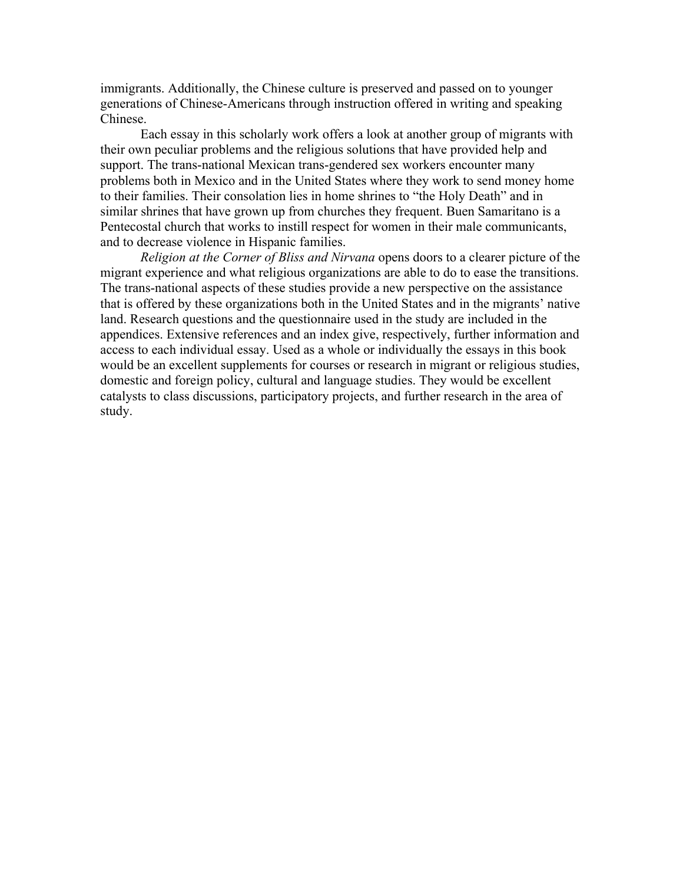immigrants. Additionally, the Chinese culture is preserved and passed on to younger generations of Chinese-Americans through instruction offered in writing and speaking Chinese.

Each essay in this scholarly work offers a look at another group of migrants with their own peculiar problems and the religious solutions that have provided help and support. The trans-national Mexican trans-gendered sex workers encounter many problems both in Mexico and in the United States where they work to send money home to their families. Their consolation lies in home shrines to "the Holy Death" and in similar shrines that have grown up from churches they frequent. Buen Samaritano is a Pentecostal church that works to instill respect for women in their male communicants, and to decrease violence in Hispanic families.

*Religion at the Corner of Bliss and Nirvana* opens doors to a clearer picture of the migrant experience and what religious organizations are able to do to ease the transitions. The trans-national aspects of these studies provide a new perspective on the assistance that is offered by these organizations both in the United States and in the migrants' native land. Research questions and the questionnaire used in the study are included in the appendices. Extensive references and an index give, respectively, further information and access to each individual essay. Used as a whole or individually the essays in this book would be an excellent supplements for courses or research in migrant or religious studies, domestic and foreign policy, cultural and language studies. They would be excellent catalysts to class discussions, participatory projects, and further research in the area of study.